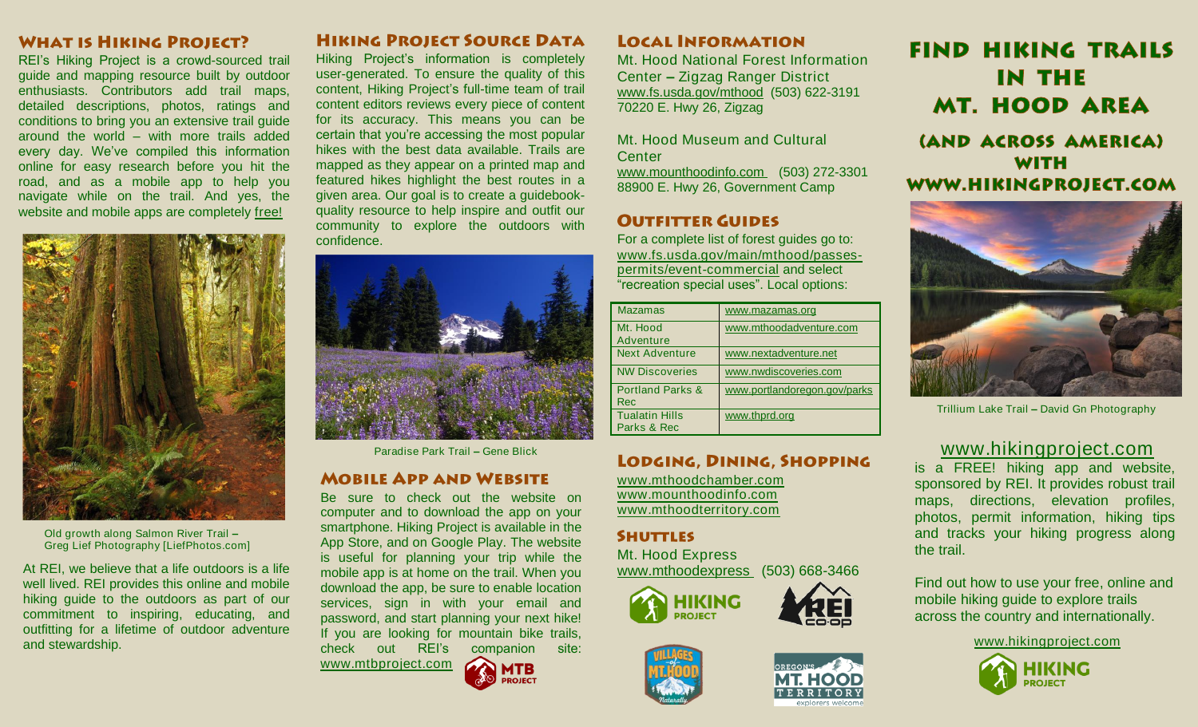## What is Hiking Project?

REI's Hiking Project is a crowd-sourced trail guide and mapping resource built by outdoor enthusiasts. Contributors add trail maps, detailed descriptions, photos, ratings and conditions to bring you an extensive trail guide around the world – with more trails added every day. We've compiled this information online for easy research before you hit the road, and as a mobile app to help you navigate while on the trail. And yes, the website and mobile apps are completely free!

Old growth along Salmon River Trail – Greg Lief Photography [LiefPhotos.com]

At REI, we believe that a life outdoors is a life well lived. REI provides this online and mobile hiking guide to the outdoors as part of our commitment to inspiring, educating, and outfitting for a lifetime of outdoor adventure and stewardship.

## Hiking Project Source Data

Hiking Project's information is completely user-generated. To ensure the quality of this content, Hiking Project's full-time team of trail content editors reviews every piece of content for its accuracy. This means you can be certain that you're accessing the most popular hikes with the best data available. Trails are mapped as they appear on a printed map and featured hikes highlight the best routes in a given area. Our goal is to create a guidebook-quality resource to help inspire and outfit our community to explore the outdoors with confidence.

Paradise Park Trail – Gene Blick

## Mobile App and Website

Be sure to check out the website on computer and to download the app on your smartphone. Hiking Project is available in the App Store, and on Google Play. The website is useful for planning your trip while the mobile app is at home on the trail. When you download the app, be sure to enable location services, sign in with your email and password, and start planning your next hike! If you are looking for mountain bike trails, check out REI's companion site: www.mtbproject.com

MTB PROJECT

## Local Information

Mt. Hood National Forest Information Center – Zigzag Ranger District
www.fs.usda.gov/mthood (503) 622-3191
70220 E. Hwy 26, Zigzag

Mt. Hood Museum and Cultural Center
www.mounthoodinfo.com (503) 272-3301
88900 E. Hwy 26, Government Camp

## Outfitter Guides

For a complete list of forest guides go to: www.fs.usda.gov/main/mthood/passes-permits/event-commercial and select "recreation special uses". Local options:

| Mazamas | www.mazamas.org |
|---|---|
| Mt. Hood Adventure | www.mthoodadventure.com |
| Next Adventure | www.nextadventure.net |
| NW Discoveries | www.nwdiscoveries.com |
| Portland Parks & Rec | www.portlandoregon.gov/parks |
| Tualatin Hills Parks & Rec | www.thprd.org |

## Lodging, Dining, Shopping

www.mthoodchamber.com
www.mounthoodinfo.com
www.mthoodterritory.com

## Shuttles

Mt. Hood Express
www.mthoodexpress (503) 668-3466

# Find Hiking Trails in the Mt. Hood Area

## (and across America) with www.hikingproject.com

Trillium Lake Trail – David Gn Photography

### www.hikingproject.com

is a FREE! hiking app and website, sponsored by REI. It provides robust trail maps, directions, elevation profiles, photos, permit information, hiking tips and tracks your hiking progress along the trail.

Find out how to use your free, online and mobile hiking guide to explore trails across the country and internationally.

www.hikingproject.com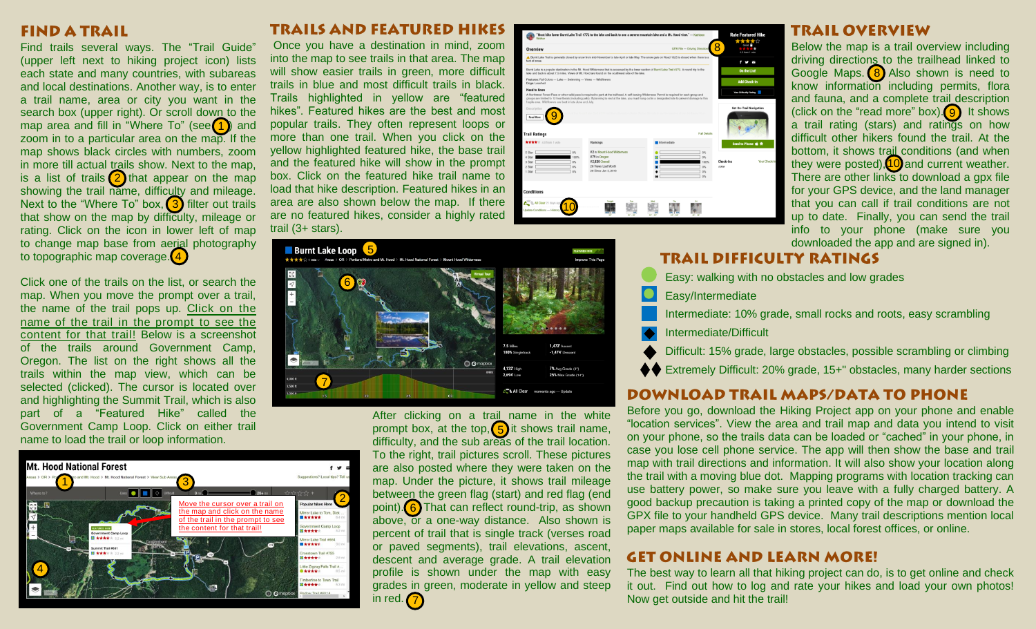## FIND A TRAIL

Find trails several ways. The "Trail Guide" (upper left next to hiking project icon) lists each state and many countries, with subareas and local destinations. Another way, is to enter a trail name, area or city you want in the search box (upper right). Or scroll down to the map area and fill in "Where To" (see 1) and zoom in to a particular area on the map. If the map shows black circles with numbers, zoom in more till actual trails show. Next to the map, is a list of trails 2 that appear on the map showing the trail name, difficulty and mileage. Next to the "Where To" box, 3 filter out trails that show on the map by difficulty, mileage or rating. Click the icon in lower left of map to change map base from aerial photography to topographic map coverage. 4

Click one of the trails on the list, or search the map. When you move the prompt over a trail, the name of the trail pops up. Click on the name of the trail in the prompt to see the content for that trail! Below is a screenshot of the trails around Government Camp, Oregon. The list on the right shows all the trails within the map view, which can be selected (clicked). The cursor is located over and highlighting the Summit Trail, which is also part of a "Featured Hike" called the Government Camp Loop. Click on either trail name to load the trail or loop information.

Move the cursor over a trail on the map and click on the name of the trail in the prompt to see the content for that trail!

## TRAILS AND FEATURED HIKES

Once you have a destination in mind, zoom into the map to see trails in that area. The map will show easier trails in green, more difficult trails in blue and most difficult trails in black. Trails highlighted in yellow are "featured hikes". Featured hikes are the best and most popular trails. They often represent loops or more than one trail. When you click on the yellow highlighted featured hike, the base trail and the featured hike will show in the prompt box. Click on the featured hike trail name to load that hike description. Featured hikes in an area are also shown below the map. If there are no featured hikes, consider a highly rated trail (3+ stars).

After clicking on a trail name in the white prompt box, at the top 5 it shows trail name, difficulty, and the sub areas of the trail location. To the right, trail pictures scroll. These pictures are also posted where they were taken on the map. Under the picture, it shows trail mileage between the green flag (start) and red flag (end point). 6 That can reflect round-trip, as shown above, or a one-way distance. Also shown is percent of trail that is single track (verses road or paved segments), trail elevations, ascent, descent and average grade. A trail elevation profile is shown under the map with easy grades in green, moderate in yellow and steep in red. 7

## TRAIL OVERVIEW

Below the map is a trail overview including driving directions to the trailhead linked to Google Maps. 8 Also shown is need to know information including permits, flora and fauna, and a complete trail description (click on the "read more" box). 9 It shows a trail rating (stars) and ratings on how difficult other hikers found the trail. At the bottom, it shows trail conditions (and when they were posted), 10 and current weather. There are other links to download a gpx file for your GPS device, and the land manager that you can call if trail conditions are not up to date. Finally, you can send the trail info to your phone (make sure you downloaded the app and are signed in).

## TRAIL DIFFICULTY RATINGS

- Easy: walking with no obstacles and low grades
- Easy/Intermediate
- Intermediate: 10% grade, small rocks and roots, easy scrambling
- Intermediate/Difficult
- Difficult: 15% grade, large obstacles, possible scrambling or climbing
- Extremely Difficult: 20% grade, 15+" obstacles, many harder sections

## DOWNLOAD TRAIL MAPS/DATA TO PHONE

Before you go, download the Hiking Project app on your phone and enable "location services". View the area and trail map and data you intend to visit on your phone, so the trails data can be loaded or "cached" in your phone, in case you lose cell phone service. The app will then show the base and trail map with trail directions and information. It will also show your location along the trail with a moving blue dot. Mapping programs with location tracking can use battery power, so make sure you leave with a fully charged battery. A good backup precaution is taking a printed copy of the map or download the GPX file to your handheld GPS device. Many trail descriptions mention local paper maps available for sale in stores, local forest offices, or online.

## GET ONLINE AND LEARN MORE!

The best way to learn all that hiking project can do, is to get online and check it out. Find out how to log and rate your hikes and load your own photos! Now get outside and hit the trail!